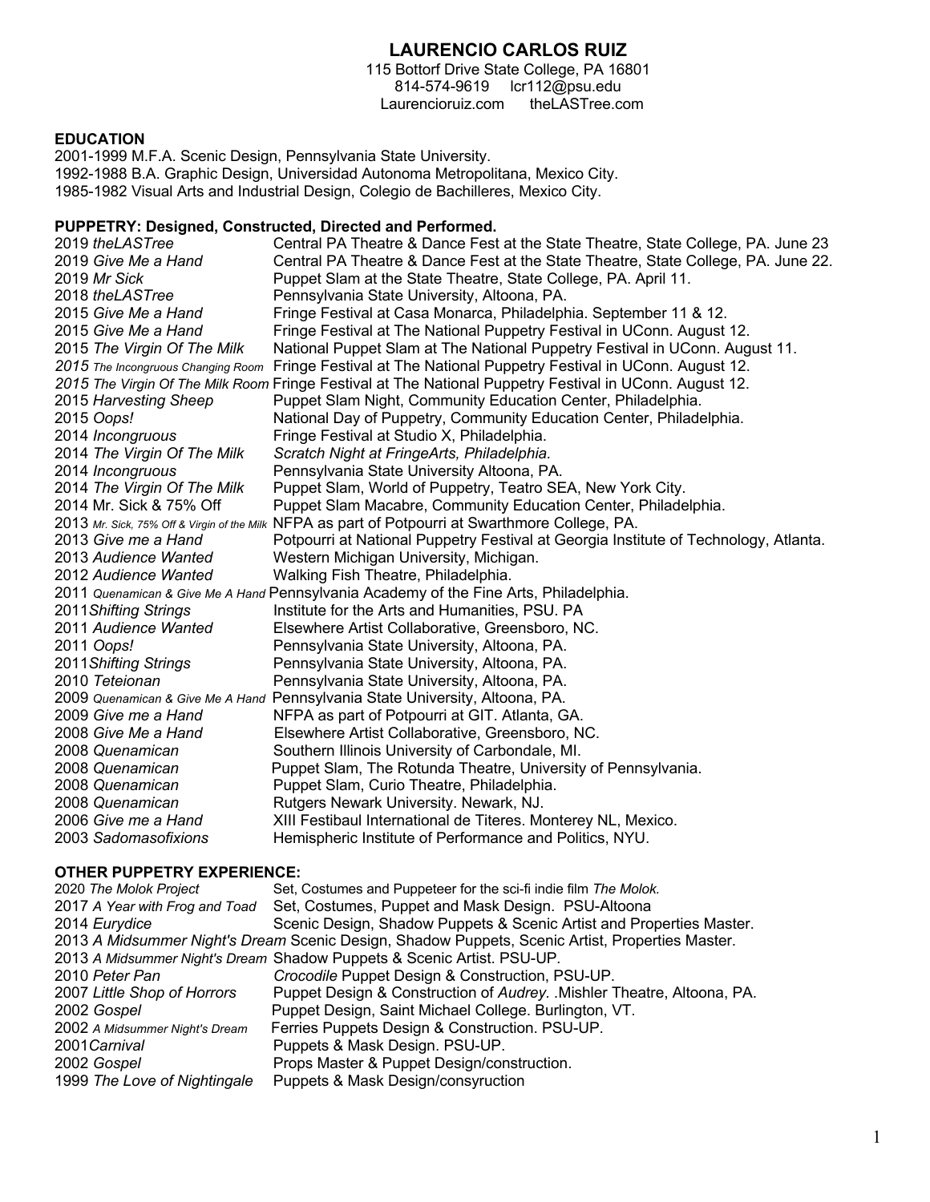# LAURENCIO CARLOS RUIZ

115 Bottorf Drive State College, PA 16801
814-574-9619 lcr112@psu.edu
Laurencioruiz.com theLASTree.com

**EDUCATION**

2001-1999 M.F.A. Scenic Design, Pennsylvania State University.
1992-1988 B.A. Graphic Design, Universidad Autonoma Metropolitana, Mexico City.
1985-1982 Visual Arts and Industrial Design, Colegio de Bachilleres, Mexico City.

**PUPPETRY: Designed, Constructed, Directed and Performed.**

2019 *theLASTree* Central PA Theatre & Dance Fest at the State Theatre, State College, PA. June 23
2019 *Give Me a Hand* Central PA Theatre & Dance Fest at the State Theatre, State College, PA. June 22.
2019 *Mr Sick* Puppet Slam at the State Theatre, State College, PA. April 11.
2018 *theLASTree* Pennsylvania State University, Altoona, PA.
2015 *Give Me a Hand* Fringe Festival at Casa Monarca, Philadelphia. September 11 & 12.
2015 *Give Me a Hand* Fringe Festival at The National Puppetry Festival in UConn. August 12.
2015 *The Virgin Of The Milk* National Puppet Slam at The National Puppetry Festival in UConn. August 11.
*2015 The Incongruous Changing Room* Fringe Festival at The National Puppetry Festival in UConn. August 12.
*2015 The Virgin Of The Milk Room* Fringe Festival at The National Puppetry Festival in UConn. August 12.
2015 *Harvesting Sheep* Puppet Slam Night, Community Education Center, Philadelphia.
2015 *Oops!* National Day of Puppetry, Community Education Center, Philadelphia.
2014 *Incongruous* Fringe Festival at Studio X, Philadelphia.
2014 *The Virgin Of The Milk* *Scratch Night at FringeArts, Philadelphia.*
2014 *Incongruous* Pennsylvania State University Altoona, PA.
2014 *The Virgin Of The Milk* Puppet Slam, World of Puppetry, Teatro SEA, New York City.
2014 Mr. Sick & 75% Off Puppet Slam Macabre, Community Education Center, Philadelphia.
2013 *Mr. Sick, 75% Off & Virgin of the Milk* NFPA as part of Potpourri at Swarthmore College, PA.
2013 *Give me a Hand* Potpourri at National Puppetry Festival at Georgia Institute of Technology, Atlanta.
2013 *Audience Wanted* Western Michigan University, Michigan.
2012 *Audience Wanted* Walking Fish Theatre, Philadelphia.
2011 *Quenamican & Give Me A Hand* Pennsylvania Academy of the Fine Arts, Philadelphia.
2011 *Shifting Strings* Institute for the Arts and Humanities, PSU. PA
2011 *Audience Wanted* Elsewhere Artist Collaborative, Greensboro, NC.
2011 *Oops!* Pennsylvania State University, Altoona, PA.
2011 *Shifting Strings* Pennsylvania State University, Altoona, PA.
2010 *Teteionan* Pennsylvania State University, Altoona, PA.
2009 *Quenamican & Give Me A Hand* Pennsylvania State University, Altoona, PA.
2009 *Give me a Hand* NFPA as part of Potpourri at GIT. Atlanta, GA.
2008 *Give Me a Hand* Elsewhere Artist Collaborative, Greensboro, NC.
2008 *Quenamican* Southern Illinois University of Carbondale, MI.
2008 *Quenamican* Puppet Slam, The Rotunda Theatre, University of Pennsylvania.
2008 *Quenamican* Puppet Slam, Curio Theatre, Philadelphia.
2008 *Quenamican* Rutgers Newark University. Newark, NJ.
2006 *Give me a Hand* XIII Festibaul International de Titeres. Monterey NL, Mexico.
2003 *Sadomasofixions* Hemispheric Institute of Performance and Politics, NYU.

**OTHER PUPPETRY EXPERIENCE:**

2020 *The Molok Project* Set, Costumes and Puppeteer for the sci-fi indie film *The Molok.*
2017 *A Year with Frog and Toad* Set, Costumes, Puppet and Mask Design. PSU-Altoona
2014 *Eurydice* Scenic Design, Shadow Puppets & Scenic Artist and Properties Master.
2013 *A Midsummer Night's Dream* Scenic Design, Shadow Puppets, Scenic Artist, Properties Master.
2013 *A Midsummer Night's Dream* Shadow Puppets & Scenic Artist. PSU-UP.
2010 *Peter Pan* *Crocodile* Puppet Design & Construction, PSU-UP.
2007 *Little Shop of Horrors* Puppet Design & Construction of *Audrey*. .Mishler Theatre, Altoona, PA.
2002 *Gospel* Puppet Design, Saint Michael College. Burlington, VT.
2002 *A Midsummer Night's Dream* Ferries Puppets Design & Construction. PSU-UP.
2001 *Carnival* Puppets & Mask Design. PSU-UP.
2002 *Gospel* Props Master & Puppet Design/construction.
1999 *The Love of Nightingale* Puppets & Mask Design/consyruction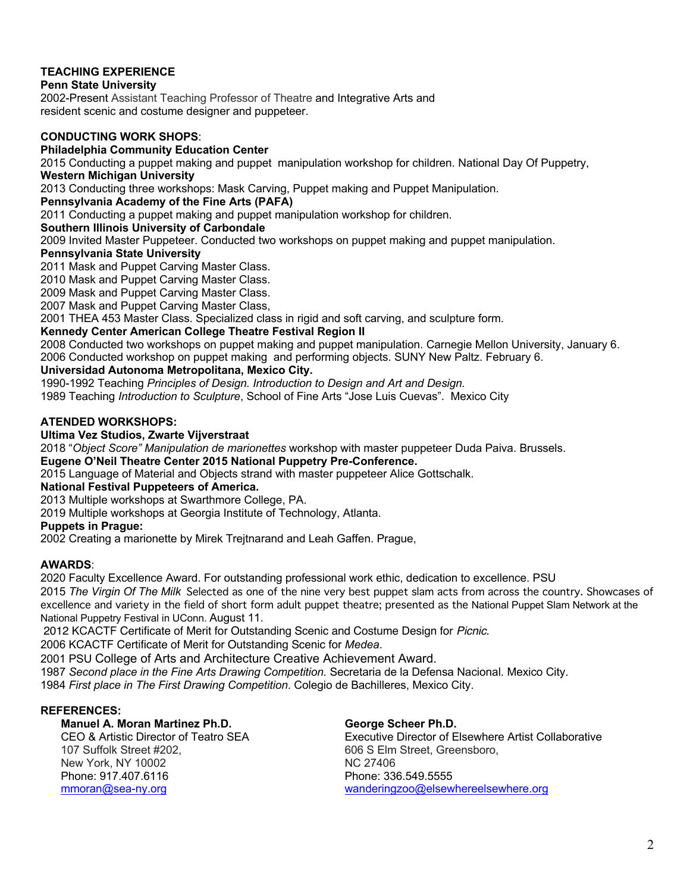## TEACHING EXPERIENCE

**Penn State University**

2002-Present Assistant Teaching Professor of Theatre and Integrative Arts and resident scenic and costume designer and puppeteer.

## CONDUCTING WORK SHOPS:

**Philadelphia Community Education Center**

2015 Conducting a puppet making and puppet manipulation workshop for children. National Day Of Puppetry,

**Western Michigan University**

2013 Conducting three workshops: Mask Carving, Puppet making and Puppet Manipulation.

**Pennsylvania Academy of the Fine Arts (PAFA)**

2011 Conducting a puppet making and puppet manipulation workshop for children.

**Southern Illinois University of Carbondale**

2009 Invited Master Puppeteer. Conducted two workshops on puppet making and puppet manipulation.

**Pennsylvania State University**

2011 Mask and Puppet Carving Master Class.
2010 Mask and Puppet Carving Master Class.
2009 Mask and Puppet Carving Master Class.
2007 Mask and Puppet Carving Master Class,
2001 THEA 453 Master Class. Specialized class in rigid and soft carving, and sculpture form.

**Kennedy Center American College Theatre Festival Region II**

2008 Conducted two workshops on puppet making and puppet manipulation. Carnegie Mellon University, January 6.
2006 Conducted workshop on puppet making and performing objects. SUNY New Paltz. February 6.

**Universidad Autonoma Metropolitana, Mexico City.**

1990-1992 Teaching *Principles of Design. Introduction to Design and Art and Design.*
1989 Teaching *Introduction to Sculpture*, School of Fine Arts "Jose Luis Cuevas". Mexico City

## ATENDED WORKSHOPS:

**Ultima Vez Studios, Zwarte Vijverstraat**

2018 "*Object Score" Manipulation de marionettes* workshop with master puppeteer Duda Paiva. Brussels.

**Eugene O'Neil Theatre Center 2015 National Puppetry Pre-Conference.**

2015 Language of Material and Objects strand with master puppeteer Alice Gottschalk.

**National Festival Puppeteers of America.**

2013 Multiple workshops at Swarthmore College, PA.
2019 Multiple workshops at Georgia Institute of Technology, Atlanta.

**Puppets in Prague:**

2002 Creating a marionette by Mirek Trejtnarand and Leah Gaffen. Prague,

## AWARDS:

2020 Faculty Excellence Award. For outstanding professional work ethic, dedication to excellence. PSU
2015 *The Virgin Of The Milk* Selected as one of the nine very best puppet slam acts from across the country. Showcases of excellence and variety in the field of short form adult puppet theatre; presented as the National Puppet Slam Network at the National Puppetry Festival in UConn. August 11.
2012 KCACTF Certificate of Merit for Outstanding Scenic and Costume Design for *Picnic*.
2006 KCACTF Certificate of Merit for Outstanding Scenic for *Medea*.
2001 PSU College of Arts and Architecture Creative Achievement Award.
1987 *Second place in the Fine Arts Drawing Competition.* Secretaria de la Defensa Nacional. Mexico City.
1984 *First place in The First Drawing Competition*. Colegio de Bachilleres, Mexico City.

## REFERENCES:

**Manuel A. Moran Martinez Ph.D.**
CEO & Artistic Director of Teatro SEA
107 Suffolk Street #202,
New York, NY 10002
Phone: 917.407.6116
mmoran@sea-ny.org

**George Scheer Ph.D.**
Executive Director of Elsewhere Artist Collaborative
606 S Elm Street, Greensboro,
NC 27406
Phone: 336.549.5555
wanderingzoo@elsewhereelsewhere.org